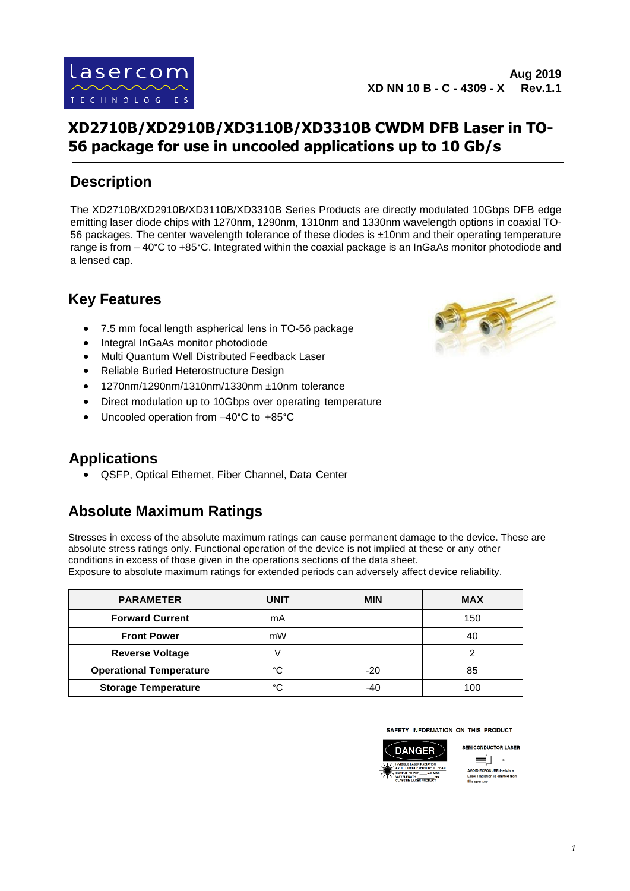Aug 2019
XD NN 10 B - C - 4309 - X Rev.1.1

# XD2710B/XD2910B/XD3110B/XD3310B CWDM DFB Laser in TO-56 package for use in uncooled applications up to 10 Gb/s

## Description

The XD2710B/XD2910B/XD3110B/XD3310B Series Products are directly modulated 10Gbps DFB edge emitting laser diode chips with 1270nm, 1290nm, 1310nm and 1330nm wavelength options in coaxial TO-56 packages. The center wavelength tolerance of these diodes is ±10nm and their operating temperature range is from – 40°C to +85°C. Integrated within the coaxial package is an InGaAs monitor photodiode and a lensed cap.

## Key Features

- 7.5 mm focal length aspherical lens in TO-56 package
- Integral InGaAs monitor photodiode
- Multi Quantum Well Distributed Feedback Laser
- Reliable Buried Heterostructure Design
- 1270nm/1290nm/1310nm/1330nm ±10nm tolerance
- Direct modulation up to 10Gbps over operating temperature
- Uncooled operation from –40°C to +85°C

## Applications

- QSFP, Optical Ethernet, Fiber Channel, Data Center

## Absolute Maximum Ratings

Stresses in excess of the absolute maximum ratings can cause permanent damage to the device. These are absolute stress ratings only. Functional operation of the device is not implied at these or any other conditions in excess of those given in the operations sections of the data sheet.
Exposure to absolute maximum ratings for extended periods can adversely affect device reliability.

| PARAMETER | UNIT | MIN | MAX |
|---|---|---|---|
| **Forward Current** | mA | | 150 |
| **Front Power** | mW | | 40 |
| **Reverse Voltage** | V | | 2 |
| **Operational Temperature** | °C | -20 | 85 |
| **Storage Temperature** | °C | -40 | 100 |

SAFETY INFORMATION ON THIS PRODUCT

DANGER

INVISIBLE LASER RADIATION
AVOID DIRECT EXPOSURE TO BEAM
OUTPUT POWER\_\_\_\_ mW MAX
WAVELENGTH\_\_\_\_ nm
CLASS IIIb LASER PRODUCT

SEMICONDUCTOR LASER

AVOID EXPOSURE-Invisible Laser Radiation is emitted from this aperture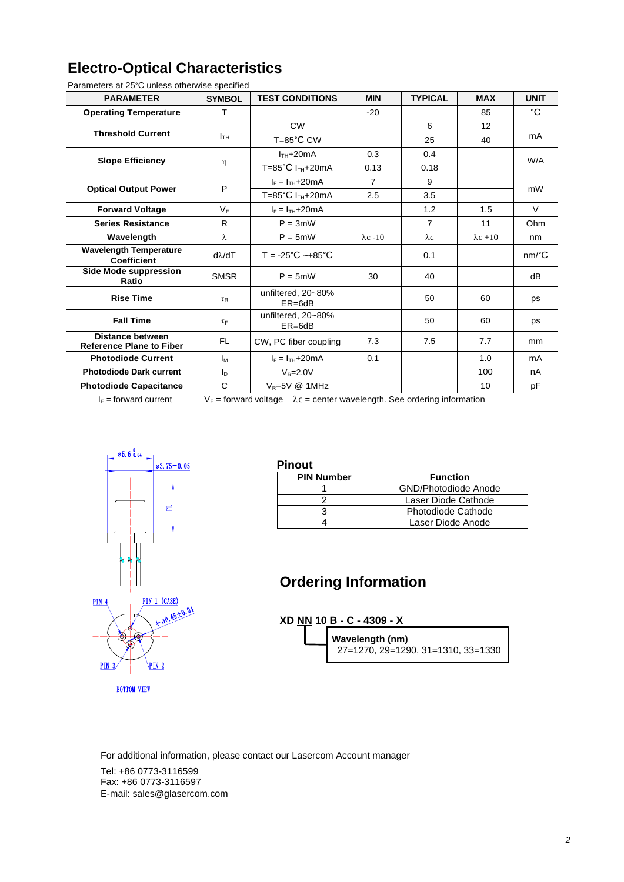## Electro-Optical Characteristics

Parameters at 25°C unless otherwise specified

| PARAMETER | SYMBOL | TEST CONDITIONS | MIN | TYPICAL | MAX | UNIT |
|---|---|---|---|---|---|---|
| **Operating Temperature** | T | | -20 | | 85 | °C |
| **Threshold Current** | $I_{TH}$ | CW | | 6 | 12 | mA |
| | | T=85°C CW | | 25 | 40 | |
| **Slope Efficiency** | η | $I_{TH}$+20mA | 0.3 | 0.4 | | W/A |
| | | T=85°C $I_{TH}$+20mA | 0.13 | 0.18 | | |
| **Optical Output Power** | P | $I_F = I_{TH}$+20mA | 7 | 9 | | mW |
| | | T=85°C $I_{TH}$+20mA | 2.5 | 3.5 | | |
| **Forward Voltage** | $V_F$ | $I_F = I_{TH}$+20mA | | 1.2 | 1.5 | V |
| **Series Resistance** | R | P = 3mW | | 7 | 11 | Ohm |
| **Wavelength** | λ | P = 5mW | λc -10 | λc | λc +10 | nm |
| **Wavelength Temperature Coefficient** | dλ/dT | T = -25°C ~+85°C | | 0.1 | | nm/°C |
| **Side Mode suppression Ratio** | SMSR | P = 5mW | 30 | 40 | | dB |
| **Rise Time** | $\tau_R$ | unfiltered, 20~80% ER=6dB | | 50 | 60 | ps |
| **Fall Time** | $\tau_F$ | unfiltered, 20~80% ER=6dB | | 50 | 60 | ps |
| **Distance between Reference Plane to Fiber** | FL | CW, PC fiber coupling | 7.3 | 7.5 | 7.7 | mm |
| **Photodiode Current** | $I_M$ | $I_F = I_{TH}$+20mA | 0.1 | | 1.0 | mA |
| **Photodiode Dark current** | $I_D$ | $V_R$=2.0V | | | 100 | nA |
| **Photodiode Capacitance** | C | $V_R$=5V @ 1MHz | | | 10 | pF |

$I_F$ = forward current $V_F$ = forward voltage λc = center wavelength. See ordering information

ø5.6 $^{0}_{-0.04}$

ø3.75±0.05

FL

PIN 4

PIN 1 (CASE)

4-ø0.45±0.04

PIN 3

PIN 2

BOTTOM VIEW

### Pinout

| PIN Number | Function |
|---|---|
| 1 | GND/Photodiode Anode |
| 2 | Laser Diode Cathode |
| 3 | Photodiode Cathode |
| 4 | Laser Diode Anode |

## Ordering Information

**XD NN 10 B - C - 4309 - X**

**Wavelength (nm)**
27=1270, 29=1290, 31=1310, 33=1330

For additional information, please contact our Lasercom Account manager

Tel: +86 0773-3116599
Fax: +86 0773-3116597
E-mail: sales@glasercom.com